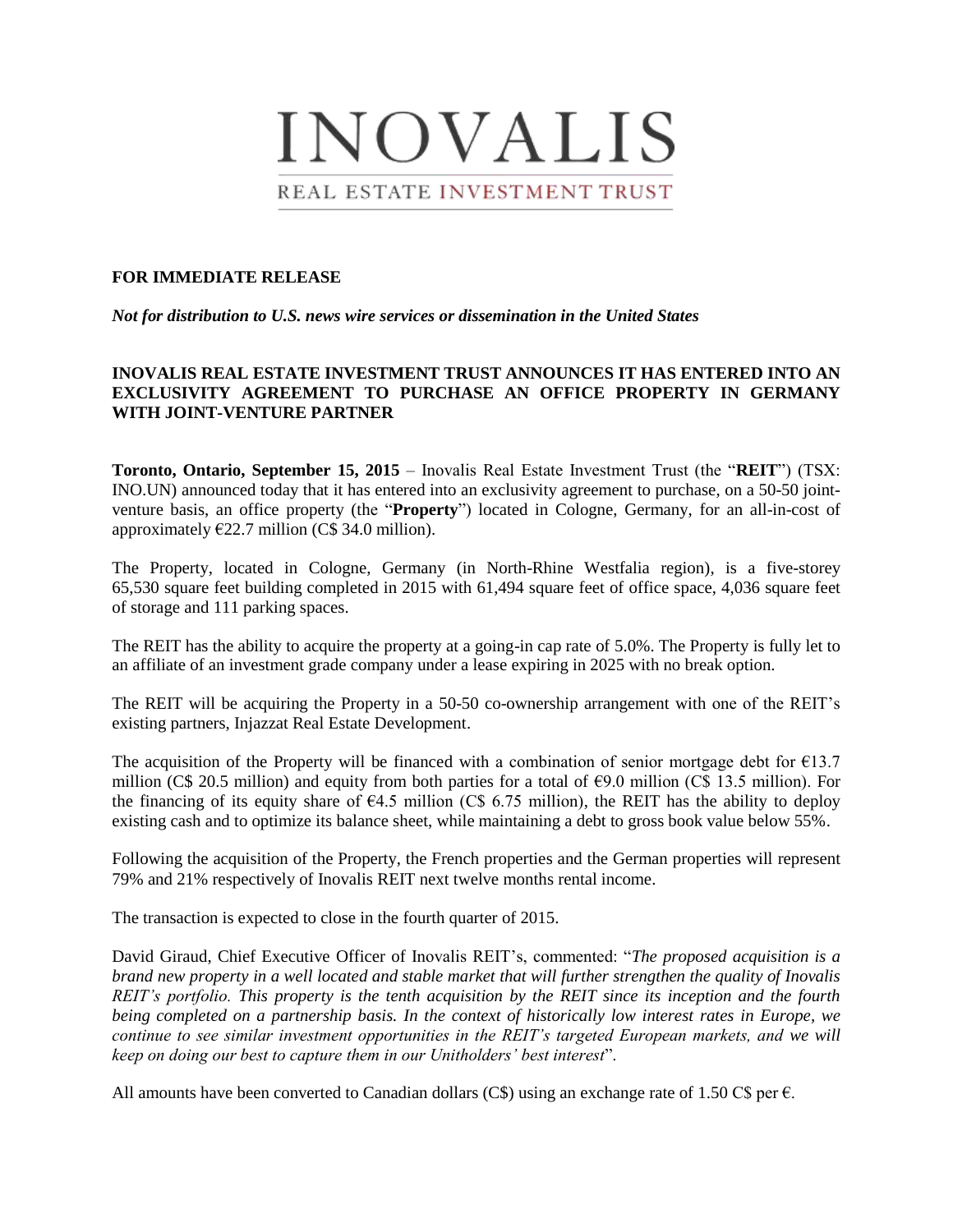# INOVALIS

REAL ESTATE INVESTMENT TRUST

**FOR IMMEDIATE RELEASE**

***Not for distribution to U.S. news wire services or dissemination in the United States***

## INOVALIS REAL ESTATE INVESTMENT TRUST ANNOUNCES IT HAS ENTERED INTO AN EXCLUSIVITY AGREEMENT TO PURCHASE AN OFFICE PROPERTY IN GERMANY WITH JOINT-VENTURE PARTNER

**Toronto, Ontario, September 15, 2015** – Inovalis Real Estate Investment Trust (the "**REIT**") (TSX: INO.UN) announced today that it has entered into an exclusivity agreement to purchase, on a 50-50 joint-venture basis, an office property (the "**Property**") located in Cologne, Germany, for an all-in-cost of approximately €22.7 million (C$ 34.0 million).

The Property, located in Cologne, Germany (in North-Rhine Westfalia region), is a five-storey 65,530 square feet building completed in 2015 with 61,494 square feet of office space, 4,036 square feet of storage and 111 parking spaces.

The REIT has the ability to acquire the property at a going-in cap rate of 5.0%. The Property is fully let to an affiliate of an investment grade company under a lease expiring in 2025 with no break option.

The REIT will be acquiring the Property in a 50-50 co-ownership arrangement with one of the REIT's existing partners, Injazzat Real Estate Development.

The acquisition of the Property will be financed with a combination of senior mortgage debt for €13.7 million (C$ 20.5 million) and equity from both parties for a total of €9.0 million (C$ 13.5 million). For the financing of its equity share of €4.5 million (C$ 6.75 million), the REIT has the ability to deploy existing cash and to optimize its balance sheet, while maintaining a debt to gross book value below 55%.

Following the acquisition of the Property, the French properties and the German properties will represent 79% and 21% respectively of Inovalis REIT next twelve months rental income.

The transaction is expected to close in the fourth quarter of 2015.

David Giraud, Chief Executive Officer of Inovalis REIT's, commented: "*The proposed acquisition is a brand new property in a well located and stable market that will further strengthen the quality of Inovalis REIT's portfolio. This property is the tenth acquisition by the REIT since its inception and the fourth being completed on a partnership basis. In the context of historically low interest rates in Europe, we continue to see similar investment opportunities in the REIT's targeted European markets, and we will keep on doing our best to capture them in our Unitholders' best interest*".

All amounts have been converted to Canadian dollars (C$) using an exchange rate of 1.50 C$ per €.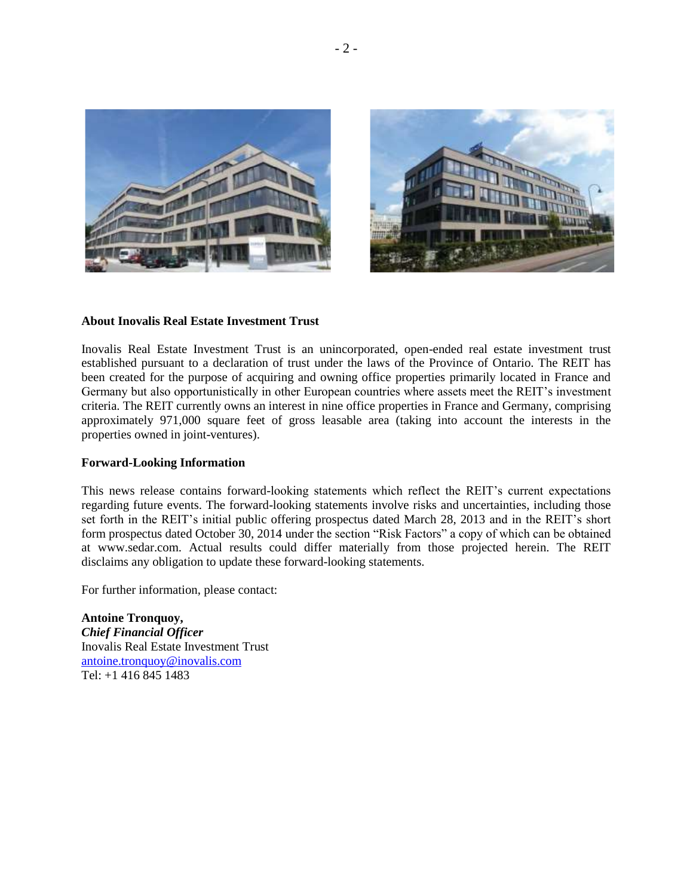**About Inovalis Real Estate Investment Trust**

Inovalis Real Estate Investment Trust is an unincorporated, open-ended real estate investment trust established pursuant to a declaration of trust under the laws of the Province of Ontario. The REIT has been created for the purpose of acquiring and owning office properties primarily located in France and Germany but also opportunistically in other European countries where assets meet the REIT's investment criteria. The REIT currently owns an interest in nine office properties in France and Germany, comprising approximately 971,000 square feet of gross leasable area (taking into account the interests in the properties owned in joint-ventures).

**Forward-Looking Information**

This news release contains forward-looking statements which reflect the REIT's current expectations regarding future events. The forward-looking statements involve risks and uncertainties, including those set forth in the REIT's initial public offering prospectus dated March 28, 2013 and in the REIT's short form prospectus dated October 30, 2014 under the section "Risk Factors" a copy of which can be obtained at www.sedar.com. Actual results could differ materially from those projected herein. The REIT disclaims any obligation to update these forward-looking statements.

For further information, please contact:

**Antoine Tronquoy,**
***Chief Financial Officer***
Inovalis Real Estate Investment Trust
antoine.tronquoy@inovalis.com
Tel: +1 416 845 1483